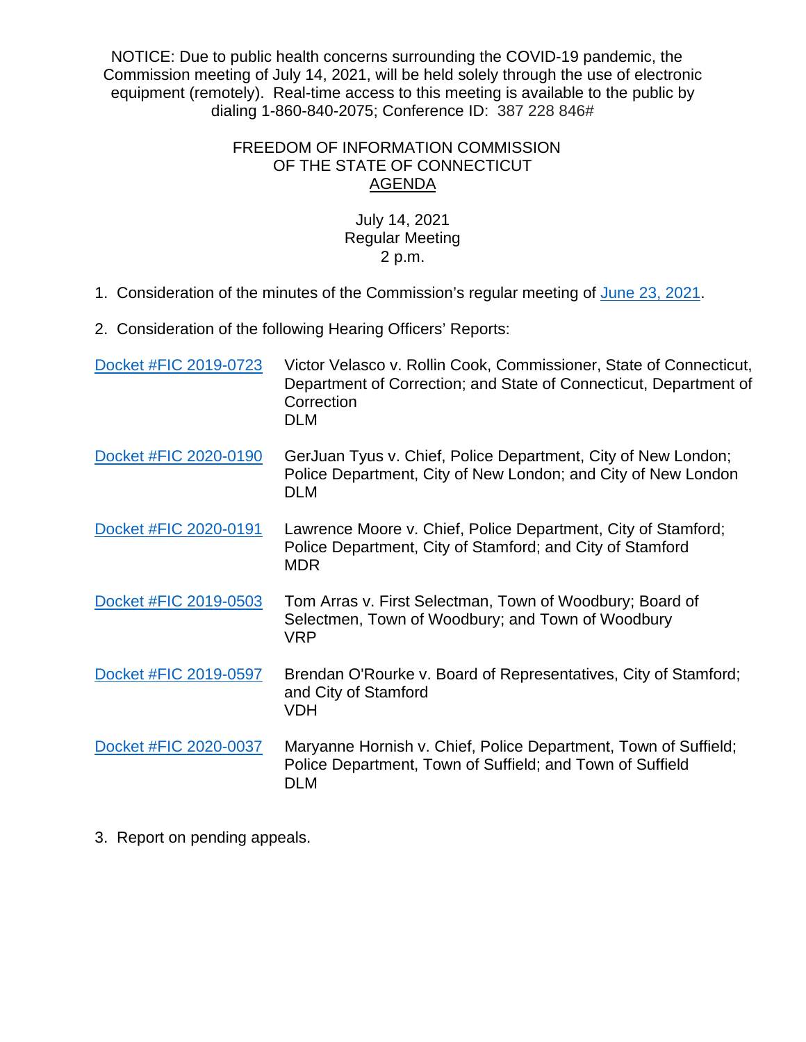NOTICE: Due to public health concerns surrounding the COVID-19 pandemic, the Commission meeting of July 14, 2021, will be held solely through the use of electronic equipment (remotely). Real-time access to this meeting is available to the public by dialing 1-860-840-2075; Conference ID: 387 228 846#

# FREEDOM OF INFORMATION COMMISSION OF THE STATE OF CONNECTICUT

## AGENDA

July 14, 2021
Regular Meeting
2 p.m.

1. Consideration of the minutes of the Commission's regular meeting of June 23, 2021.

2. Consideration of the following Hearing Officers' Reports:

| | |
|---|---|
| Docket #FIC 2019-0723 | Victor Velasco v. Rollin Cook, Commissioner, State of Connecticut, Department of Correction; and State of Connecticut, Department of Correction<br>DLM |
| Docket #FIC 2020-0190 | GerJuan Tyus v. Chief, Police Department, City of New London; Police Department, City of New London; and City of New London<br>DLM |
| Docket #FIC 2020-0191 | Lawrence Moore v. Chief, Police Department, City of Stamford; Police Department, City of Stamford; and City of Stamford<br>MDR |
| Docket #FIC 2019-0503 | Tom Arras v. First Selectman, Town of Woodbury; Board of Selectmen, Town of Woodbury; and Town of Woodbury<br>VRP |
| Docket #FIC 2019-0597 | Brendan O'Rourke v. Board of Representatives, City of Stamford; and City of Stamford<br>VDH |
| Docket #FIC 2020-0037 | Maryanne Hornish v. Chief, Police Department, Town of Suffield; Police Department, Town of Suffield; and Town of Suffield<br>DLM |

3. Report on pending appeals.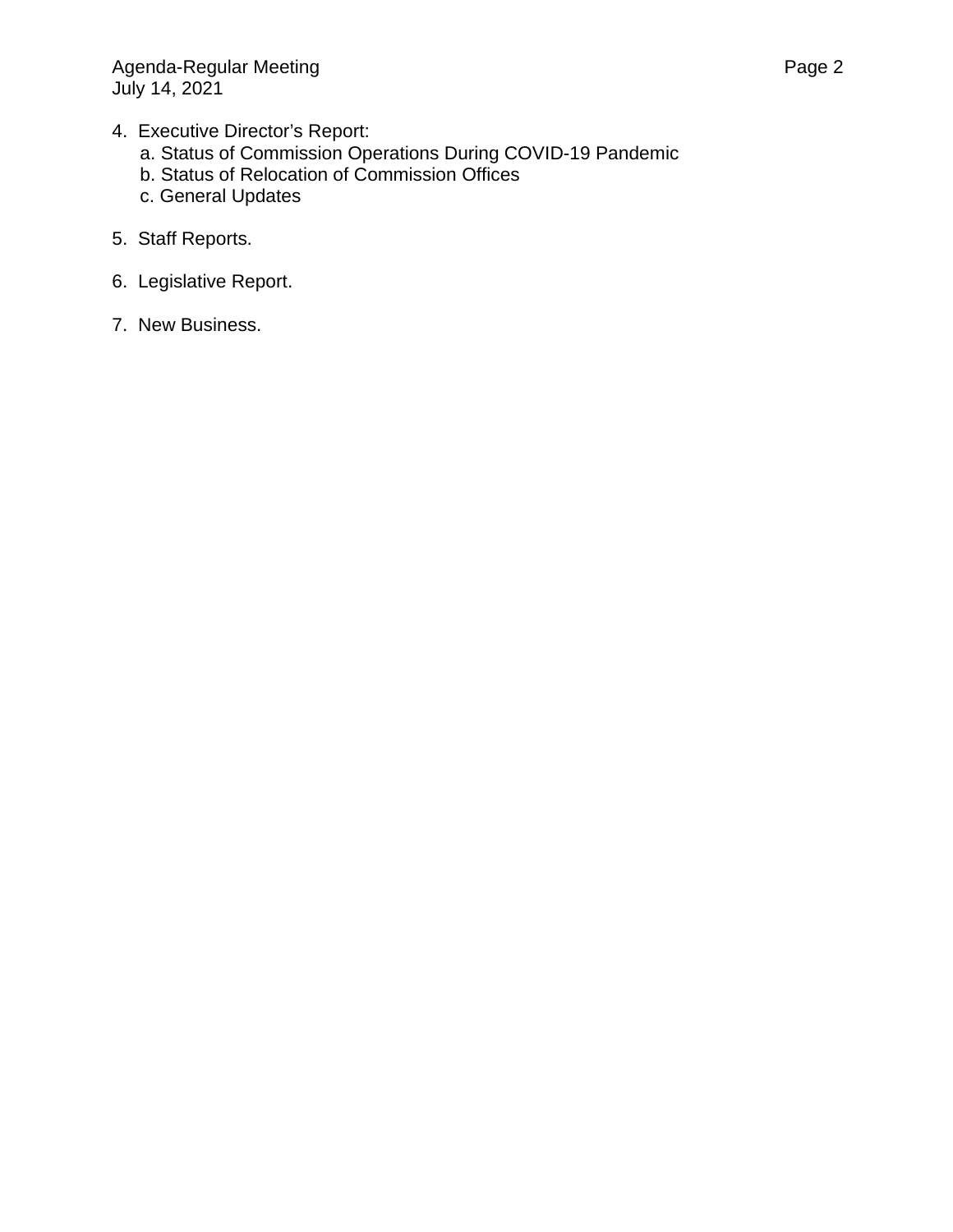4. Executive Director’s Report:
    a. Status of Commission Operations During COVID-19 Pandemic
    b. Status of Relocation of Commission Offices
    c. General Updates

5. Staff Reports.

6. Legislative Report.

7. New Business.